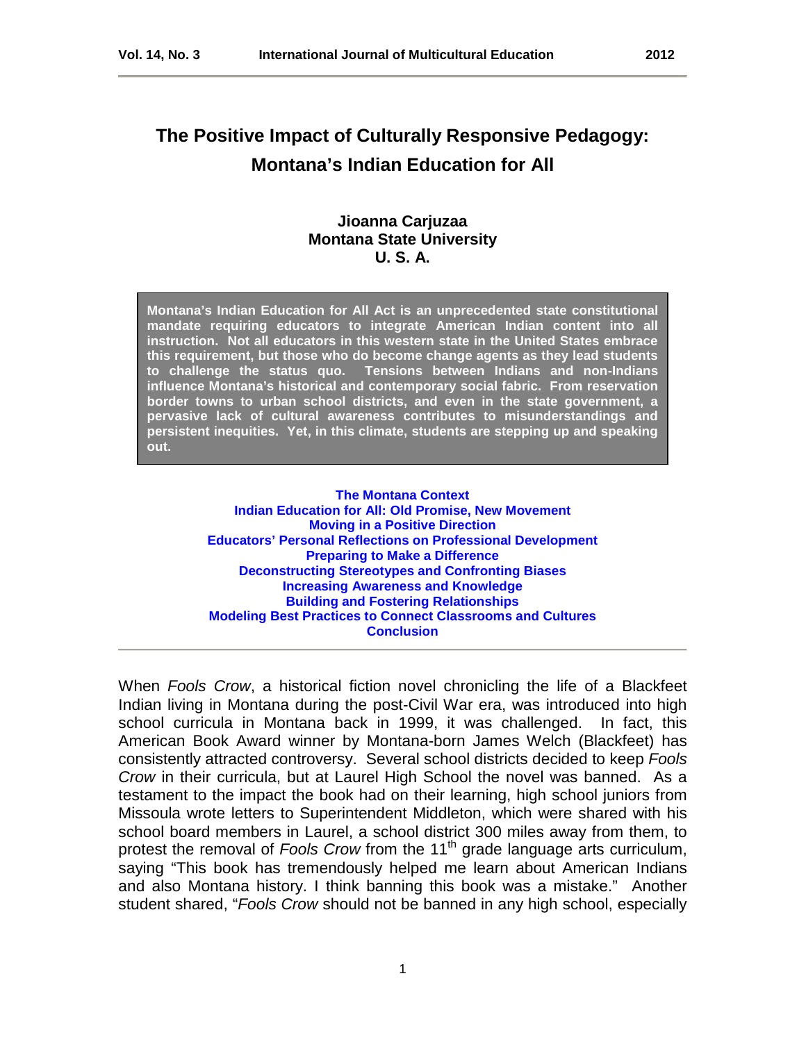# The Positive Impact of Culturally Responsive Pedagogy: Montana's Indian Education for All

**Jioanna Carjuzaa**
**Montana State University**
**U. S. A.**

**Montana's Indian Education for All Act is an unprecedented state constitutional mandate requiring educators to integrate American Indian content into all instruction. Not all educators in this western state in the United States embrace this requirement, but those who do become change agents as they lead students to challenge the status quo. Tensions between Indians and non-Indians influence Montana's historical and contemporary social fabric. From reservation border towns to urban school districts, and even in the state government, a pervasive lack of cultural awareness contributes to misunderstandings and persistent inequities. Yet, in this climate, students are stepping up and speaking out.**

- The Montana Context
- Indian Education for All: Old Promise, New Movement
- Moving in a Positive Direction
- Educators' Personal Reflections on Professional Development
- Preparing to Make a Difference
- Deconstructing Stereotypes and Confronting Biases
- Increasing Awareness and Knowledge
- Building and Fostering Relationships
- Modeling Best Practices to Connect Classrooms and Cultures
- Conclusion

---

When *Fools Crow*, a historical fiction novel chronicling the life of a Blackfeet Indian living in Montana during the post-Civil War era, was introduced into high school curricula in Montana back in 1999, it was challenged. In fact, this American Book Award winner by Montana-born James Welch (Blackfeet) has consistently attracted controversy. Several school districts decided to keep *Fools Crow* in their curricula, but at Laurel High School the novel was banned. As a testament to the impact the book had on their learning, high school juniors from Missoula wrote letters to Superintendent Middleton, which were shared with his school board members in Laurel, a school district 300 miles away from them, to protest the removal of *Fools Crow* from the 11th grade language arts curriculum, saying "This book has tremendously helped me learn about American Indians and also Montana history. I think banning this book was a mistake." Another student shared, "*Fools Crow* should not be banned in any high school, especially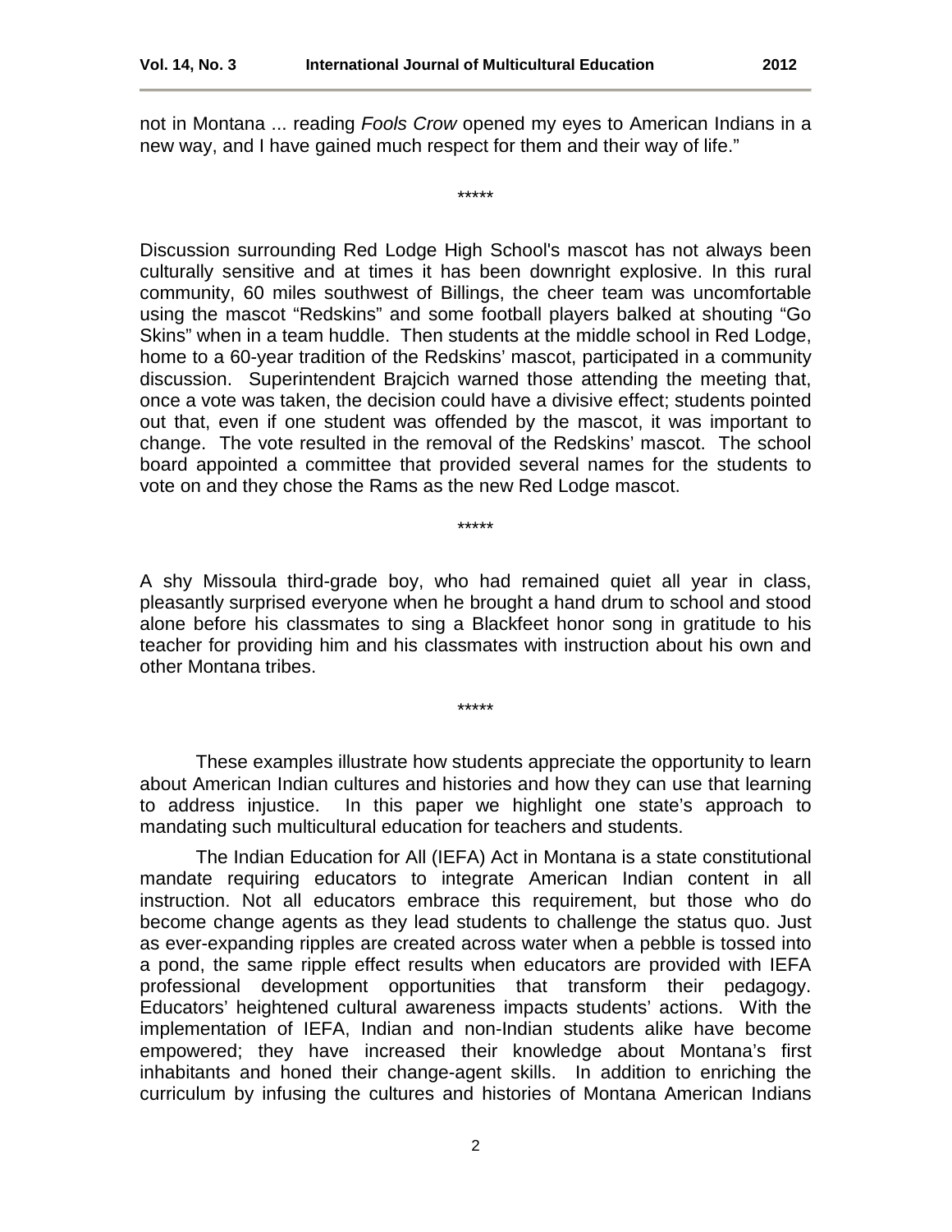not in Montana ... reading *Fools Crow* opened my eyes to American Indians in a new way, and I have gained much respect for them and their way of life."

*****

Discussion surrounding Red Lodge High School's mascot has not always been culturally sensitive and at times it has been downright explosive. In this rural community, 60 miles southwest of Billings, the cheer team was uncomfortable using the mascot "Redskins" and some football players balked at shouting "Go Skins" when in a team huddle. Then students at the middle school in Red Lodge, home to a 60-year tradition of the Redskins' mascot, participated in a community discussion. Superintendent Brajcich warned those attending the meeting that, once a vote was taken, the decision could have a divisive effect; students pointed out that, even if one student was offended by the mascot, it was important to change. The vote resulted in the removal of the Redskins' mascot. The school board appointed a committee that provided several names for the students to vote on and they chose the Rams as the new Red Lodge mascot.

*****

A shy Missoula third-grade boy, who had remained quiet all year in class, pleasantly surprised everyone when he brought a hand drum to school and stood alone before his classmates to sing a Blackfeet honor song in gratitude to his teacher for providing him and his classmates with instruction about his own and other Montana tribes.

*****

These examples illustrate how students appreciate the opportunity to learn about American Indian cultures and histories and how they can use that learning to address injustice. In this paper we highlight one state's approach to mandating such multicultural education for teachers and students.

The Indian Education for All (IEFA) Act in Montana is a state constitutional mandate requiring educators to integrate American Indian content in all instruction. Not all educators embrace this requirement, but those who do become change agents as they lead students to challenge the status quo. Just as ever-expanding ripples are created across water when a pebble is tossed into a pond, the same ripple effect results when educators are provided with IEFA professional development opportunities that transform their pedagogy. Educators' heightened cultural awareness impacts students' actions. With the implementation of IEFA, Indian and non-Indian students alike have become empowered; they have increased their knowledge about Montana's first inhabitants and honed their change-agent skills. In addition to enriching the curriculum by infusing the cultures and histories of Montana American Indians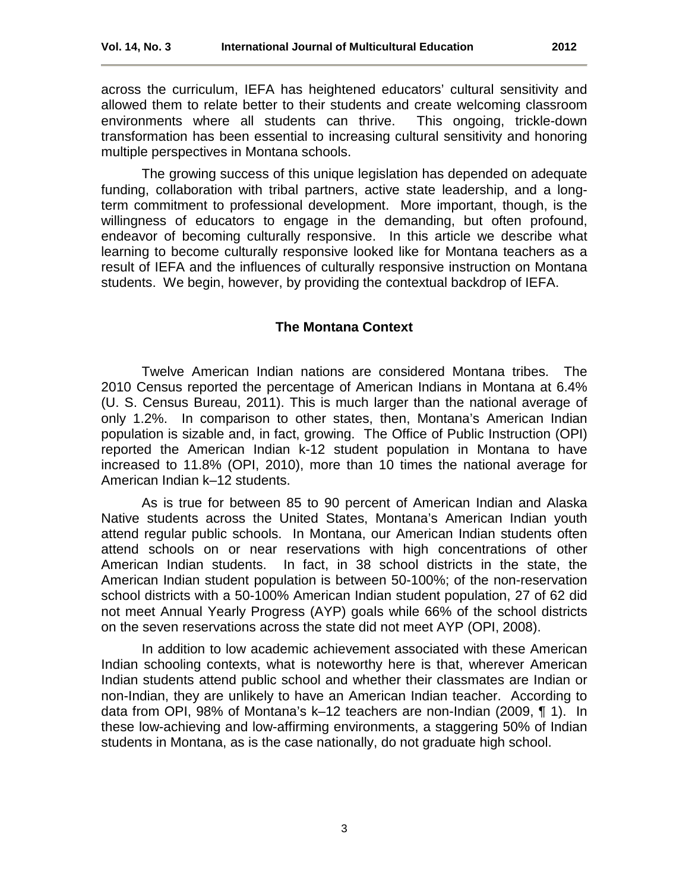across the curriculum, IEFA has heightened educators' cultural sensitivity and allowed them to relate better to their students and create welcoming classroom environments where all students can thrive. This ongoing, trickle-down transformation has been essential to increasing cultural sensitivity and honoring multiple perspectives in Montana schools.

The growing success of this unique legislation has depended on adequate funding, collaboration with tribal partners, active state leadership, and a long-term commitment to professional development. More important, though, is the willingness of educators to engage in the demanding, but often profound, endeavor of becoming culturally responsive. In this article we describe what learning to become culturally responsive looked like for Montana teachers as a result of IEFA and the influences of culturally responsive instruction on Montana students. We begin, however, by providing the contextual backdrop of IEFA.

## The Montana Context

Twelve American Indian nations are considered Montana tribes. The 2010 Census reported the percentage of American Indians in Montana at 6.4% (U. S. Census Bureau, 2011). This is much larger than the national average of only 1.2%. In comparison to other states, then, Montana's American Indian population is sizable and, in fact, growing. The Office of Public Instruction (OPI) reported the American Indian k-12 student population in Montana to have increased to 11.8% (OPI, 2010), more than 10 times the national average for American Indian k–12 students.

As is true for between 85 to 90 percent of American Indian and Alaska Native students across the United States, Montana's American Indian youth attend regular public schools. In Montana, our American Indian students often attend schools on or near reservations with high concentrations of other American Indian students. In fact, in 38 school districts in the state, the American Indian student population is between 50-100%; of the non-reservation school districts with a 50-100% American Indian student population, 27 of 62 did not meet Annual Yearly Progress (AYP) goals while 66% of the school districts on the seven reservations across the state did not meet AYP (OPI, 2008).

In addition to low academic achievement associated with these American Indian schooling contexts, what is noteworthy here is that, wherever American Indian students attend public school and whether their classmates are Indian or non-Indian, they are unlikely to have an American Indian teacher. According to data from OPI, 98% of Montana's k–12 teachers are non-Indian (2009, ¶ 1). In these low-achieving and low-affirming environments, a staggering 50% of Indian students in Montana, as is the case nationally, do not graduate high school.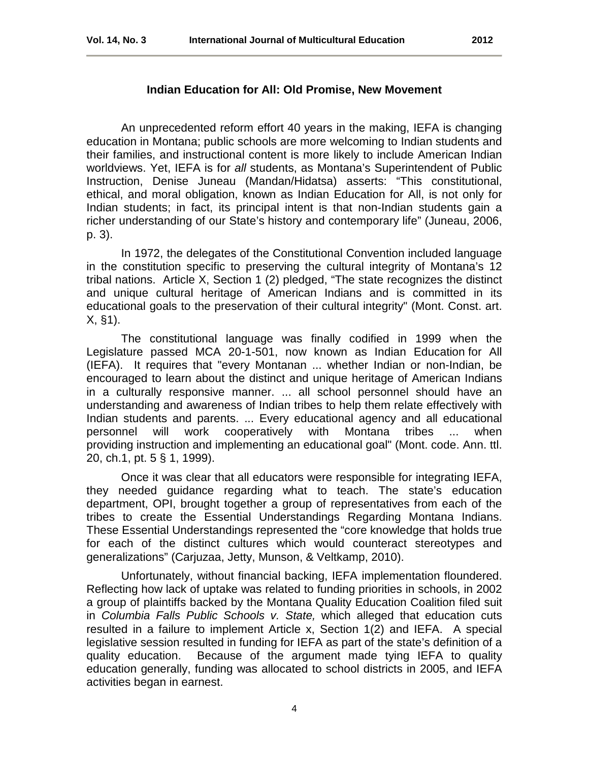### Indian Education for All: Old Promise, New Movement

An unprecedented reform effort 40 years in the making, IEFA is changing education in Montana; public schools are more welcoming to Indian students and their families, and instructional content is more likely to include American Indian worldviews. Yet, IEFA is for *all* students, as Montana's Superintendent of Public Instruction, Denise Juneau (Mandan/Hidatsa) asserts: "This constitutional, ethical, and moral obligation, known as Indian Education for All, is not only for Indian students; in fact, its principal intent is that non-Indian students gain a richer understanding of our State's history and contemporary life" (Juneau, 2006, p. 3).

In 1972, the delegates of the Constitutional Convention included language in the constitution specific to preserving the cultural integrity of Montana's 12 tribal nations. Article X, Section 1 (2) pledged, "The state recognizes the distinct and unique cultural heritage of American Indians and is committed in its educational goals to the preservation of their cultural integrity" (Mont. Const. art. X, §1).

The constitutional language was finally codified in 1999 when the Legislature passed MCA 20-1-501, now known as Indian Education for All (IEFA). It requires that "every Montanan ... whether Indian or non-Indian, be encouraged to learn about the distinct and unique heritage of American Indians in a culturally responsive manner. ... all school personnel should have an understanding and awareness of Indian tribes to help them relate effectively with Indian students and parents. ... Every educational agency and all educational personnel will work cooperatively with Montana tribes ... when providing instruction and implementing an educational goal" (Mont. code. Ann. ttl. 20, ch.1, pt. 5 § 1, 1999).

Once it was clear that all educators were responsible for integrating IEFA, they needed guidance regarding what to teach. The state's education department, OPI, brought together a group of representatives from each of the tribes to create the Essential Understandings Regarding Montana Indians. These Essential Understandings represented the "core knowledge that holds true for each of the distinct cultures which would counteract stereotypes and generalizations" (Carjuzaa, Jetty, Munson, & Veltkamp, 2010).

Unfortunately, without financial backing, IEFA implementation floundered. Reflecting how lack of uptake was related to funding priorities in schools, in 2002 a group of plaintiffs backed by the Montana Quality Education Coalition filed suit in *Columbia Falls Public Schools v. State,* which alleged that education cuts resulted in a failure to implement Article x, Section 1(2) and IEFA. A special legislative session resulted in funding for IEFA as part of the state's definition of a quality education. Because of the argument made tying IEFA to quality education generally, funding was allocated to school districts in 2005, and IEFA activities began in earnest.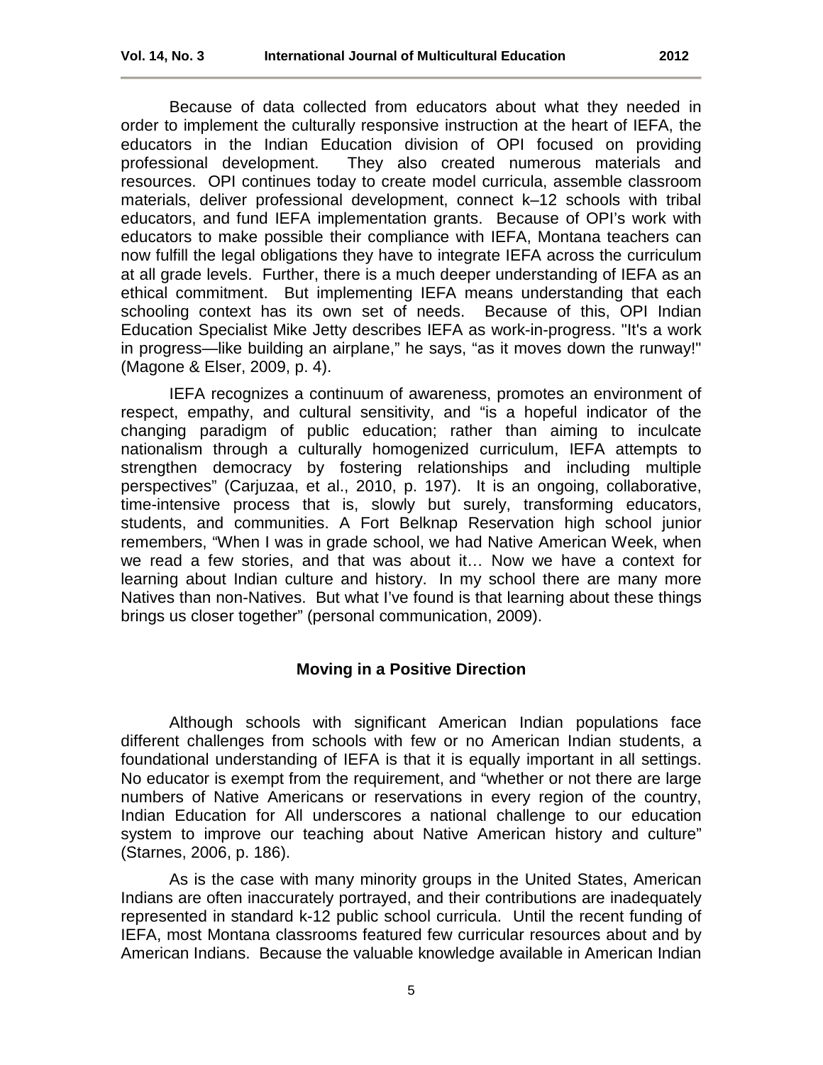Because of data collected from educators about what they needed in order to implement the culturally responsive instruction at the heart of IEFA, the educators in the Indian Education division of OPI focused on providing professional development. They also created numerous materials and resources. OPI continues today to create model curricula, assemble classroom materials, deliver professional development, connect k–12 schools with tribal educators, and fund IEFA implementation grants. Because of OPI's work with educators to make possible their compliance with IEFA, Montana teachers can now fulfill the legal obligations they have to integrate IEFA across the curriculum at all grade levels. Further, there is a much deeper understanding of IEFA as an ethical commitment. But implementing IEFA means understanding that each schooling context has its own set of needs. Because of this, OPI Indian Education Specialist Mike Jetty describes IEFA as work-in-progress. "It's a work in progress—like building an airplane," he says, "as it moves down the runway!" (Magone & Elser, 2009, p. 4).

IEFA recognizes a continuum of awareness, promotes an environment of respect, empathy, and cultural sensitivity, and "is a hopeful indicator of the changing paradigm of public education; rather than aiming to inculcate nationalism through a culturally homogenized curriculum, IEFA attempts to strengthen democracy by fostering relationships and including multiple perspectives" (Carjuzaa, et al., 2010, p. 197). It is an ongoing, collaborative, time-intensive process that is, slowly but surely, transforming educators, students, and communities. A Fort Belknap Reservation high school junior remembers, "When I was in grade school, we had Native American Week, when we read a few stories, and that was about it… Now we have a context for learning about Indian culture and history. In my school there are many more Natives than non-Natives. But what I've found is that learning about these things brings us closer together" (personal communication, 2009).

## Moving in a Positive Direction

Although schools with significant American Indian populations face different challenges from schools with few or no American Indian students, a foundational understanding of IEFA is that it is equally important in all settings. No educator is exempt from the requirement, and "whether or not there are large numbers of Native Americans or reservations in every region of the country, Indian Education for All underscores a national challenge to our education system to improve our teaching about Native American history and culture" (Starnes, 2006, p. 186).

As is the case with many minority groups in the United States, American Indians are often inaccurately portrayed, and their contributions are inadequately represented in standard k-12 public school curricula. Until the recent funding of IEFA, most Montana classrooms featured few curricular resources about and by American Indians. Because the valuable knowledge available in American Indian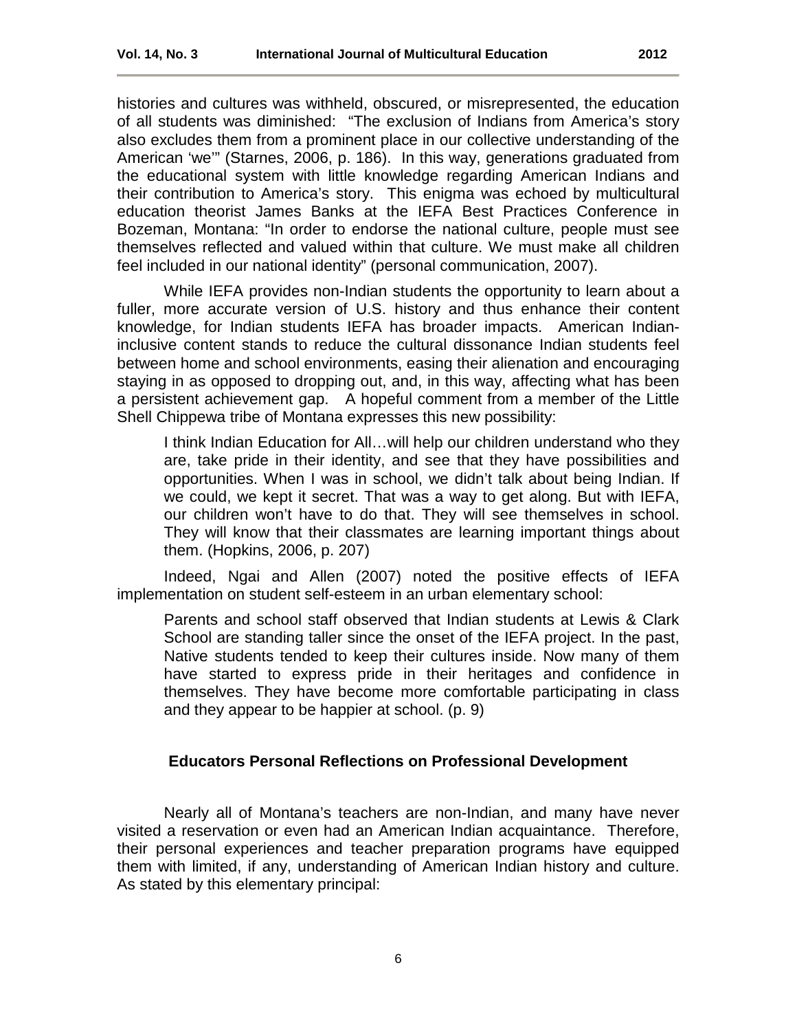histories and cultures was withheld, obscured, or misrepresented, the education of all students was diminished: "The exclusion of Indians from America's story also excludes them from a prominent place in our collective understanding of the American 'we'" (Starnes, 2006, p. 186). In this way, generations graduated from the educational system with little knowledge regarding American Indians and their contribution to America's story. This enigma was echoed by multicultural education theorist James Banks at the IEFA Best Practices Conference in Bozeman, Montana: "In order to endorse the national culture, people must see themselves reflected and valued within that culture. We must make all children feel included in our national identity" (personal communication, 2007).

While IEFA provides non-Indian students the opportunity to learn about a fuller, more accurate version of U.S. history and thus enhance their content knowledge, for Indian students IEFA has broader impacts. American Indian-inclusive content stands to reduce the cultural dissonance Indian students feel between home and school environments, easing their alienation and encouraging staying in as opposed to dropping out, and, in this way, affecting what has been a persistent achievement gap. A hopeful comment from a member of the Little Shell Chippewa tribe of Montana expresses this new possibility:

> I think Indian Education for All…will help our children understand who they are, take pride in their identity, and see that they have possibilities and opportunities. When I was in school, we didn't talk about being Indian. If we could, we kept it secret. That was a way to get along. But with IEFA, our children won't have to do that. They will see themselves in school. They will know that their classmates are learning important things about them. (Hopkins, 2006, p. 207)

Indeed, Ngai and Allen (2007) noted the positive effects of IEFA implementation on student self-esteem in an urban elementary school:

> Parents and school staff observed that Indian students at Lewis & Clark School are standing taller since the onset of the IEFA project. In the past, Native students tended to keep their cultures inside. Now many of them have started to express pride in their heritages and confidence in themselves. They have become more comfortable participating in class and they appear to be happier at school. (p. 9)

## Educators Personal Reflections on Professional Development

Nearly all of Montana's teachers are non-Indian, and many have never visited a reservation or even had an American Indian acquaintance. Therefore, their personal experiences and teacher preparation programs have equipped them with limited, if any, understanding of American Indian history and culture. As stated by this elementary principal: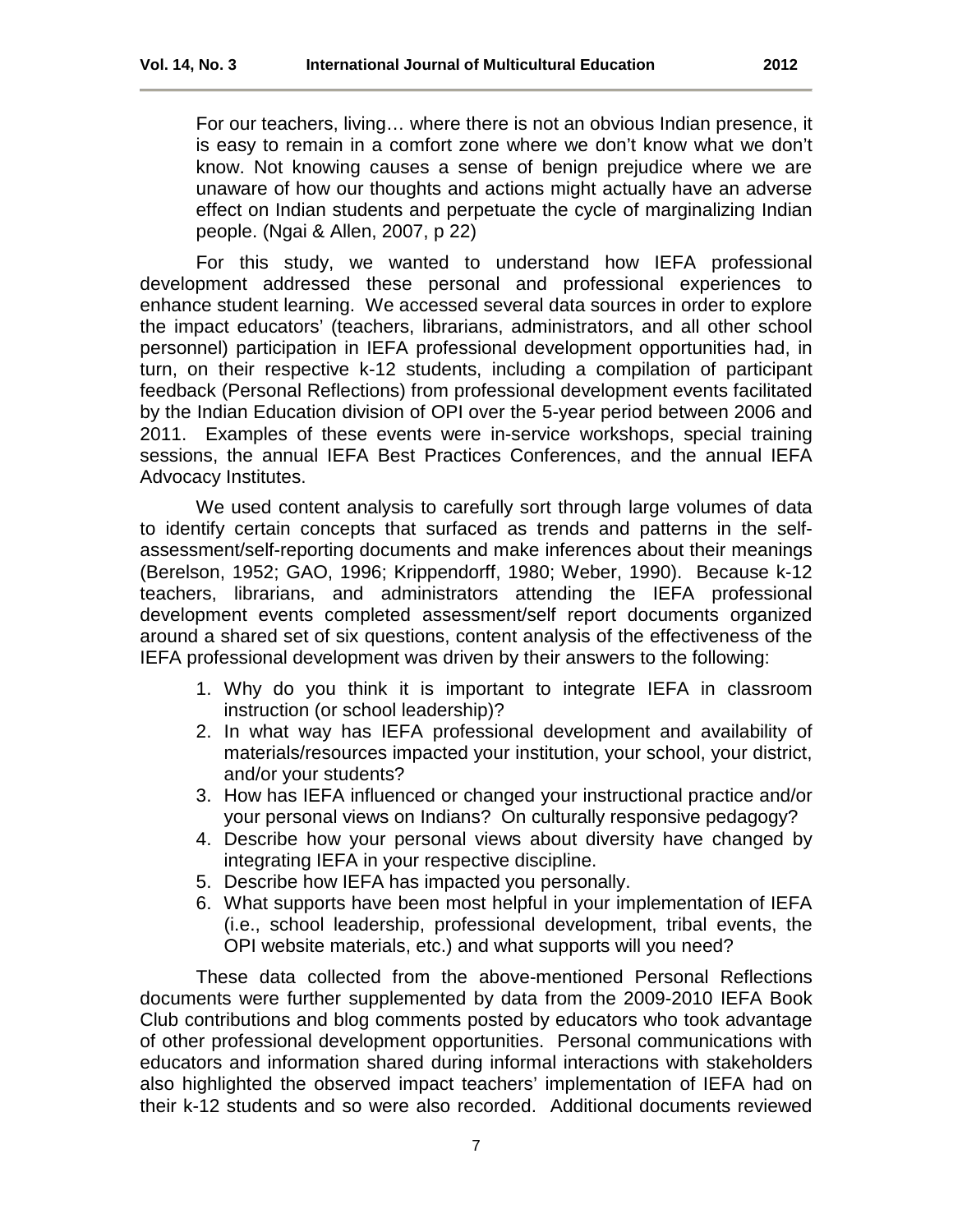> For our teachers, living… where there is not an obvious Indian presence, it is easy to remain in a comfort zone where we don't know what we don't know. Not knowing causes a sense of benign prejudice where we are unaware of how our thoughts and actions might actually have an adverse effect on Indian students and perpetuate the cycle of marginalizing Indian people. (Ngai & Allen, 2007, p 22)

For this study, we wanted to understand how IEFA professional development addressed these personal and professional experiences to enhance student learning. We accessed several data sources in order to explore the impact educators' (teachers, librarians, administrators, and all other school personnel) participation in IEFA professional development opportunities had, in turn, on their respective k-12 students, including a compilation of participant feedback (Personal Reflections) from professional development events facilitated by the Indian Education division of OPI over the 5-year period between 2006 and 2011. Examples of these events were in-service workshops, special training sessions, the annual IEFA Best Practices Conferences, and the annual IEFA Advocacy Institutes.

We used content analysis to carefully sort through large volumes of data to identify certain concepts that surfaced as trends and patterns in the self-assessment/self-reporting documents and make inferences about their meanings (Berelson, 1952; GAO, 1996; Krippendorff, 1980; Weber, 1990). Because k-12 teachers, librarians, and administrators attending the IEFA professional development events completed assessment/self report documents organized around a shared set of six questions, content analysis of the effectiveness of the IEFA professional development was driven by their answers to the following:

1. Why do you think it is important to integrate IEFA in classroom instruction (or school leadership)?
2. In what way has IEFA professional development and availability of materials/resources impacted your institution, your school, your district, and/or your students?
3. How has IEFA influenced or changed your instructional practice and/or your personal views on Indians? On culturally responsive pedagogy?
4. Describe how your personal views about diversity have changed by integrating IEFA in your respective discipline.
5. Describe how IEFA has impacted you personally.
6. What supports have been most helpful in your implementation of IEFA (i.e., school leadership, professional development, tribal events, the OPI website materials, etc.) and what supports will you need?

These data collected from the above-mentioned Personal Reflections documents were further supplemented by data from the 2009-2010 IEFA Book Club contributions and blog comments posted by educators who took advantage of other professional development opportunities. Personal communications with educators and information shared during informal interactions with stakeholders also highlighted the observed impact teachers' implementation of IEFA had on their k-12 students and so were also recorded. Additional documents reviewed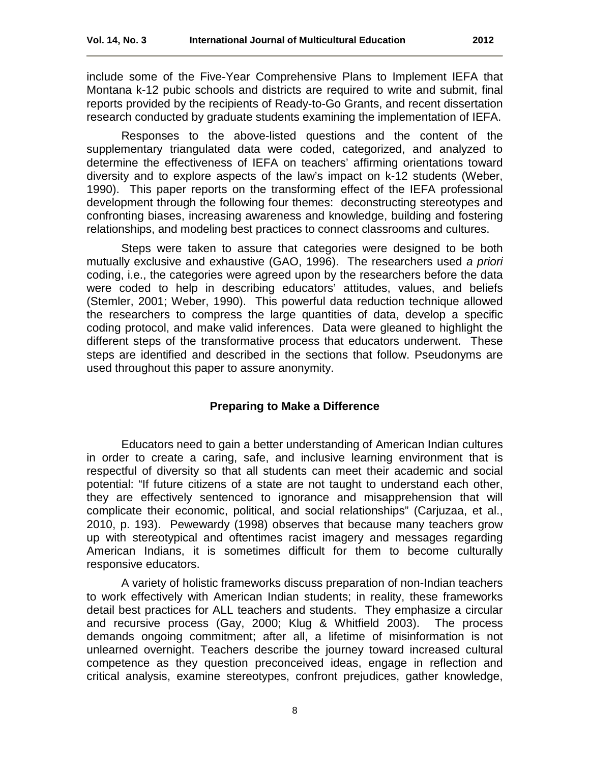include some of the Five-Year Comprehensive Plans to Implement IEFA that Montana k-12 pubic schools and districts are required to write and submit, final reports provided by the recipients of Ready-to-Go Grants, and recent dissertation research conducted by graduate students examining the implementation of IEFA.

Responses to the above-listed questions and the content of the supplementary triangulated data were coded, categorized, and analyzed to determine the effectiveness of IEFA on teachers' affirming orientations toward diversity and to explore aspects of the law's impact on k-12 students (Weber, 1990). This paper reports on the transforming effect of the IEFA professional development through the following four themes: deconstructing stereotypes and confronting biases, increasing awareness and knowledge, building and fostering relationships, and modeling best practices to connect classrooms and cultures.

Steps were taken to assure that categories were designed to be both mutually exclusive and exhaustive (GAO, 1996). The researchers used *a priori* coding, i.e., the categories were agreed upon by the researchers before the data were coded to help in describing educators' attitudes, values, and beliefs (Stemler, 2001; Weber, 1990). This powerful data reduction technique allowed the researchers to compress the large quantities of data, develop a specific coding protocol, and make valid inferences. Data were gleaned to highlight the different steps of the transformative process that educators underwent. These steps are identified and described in the sections that follow. Pseudonyms are used throughout this paper to assure anonymity.

## Preparing to Make a Difference

Educators need to gain a better understanding of American Indian cultures in order to create a caring, safe, and inclusive learning environment that is respectful of diversity so that all students can meet their academic and social potential: "If future citizens of a state are not taught to understand each other, they are effectively sentenced to ignorance and misapprehension that will complicate their economic, political, and social relationships" (Carjuzaa, et al., 2010, p. 193). Pewewardy (1998) observes that because many teachers grow up with stereotypical and oftentimes racist imagery and messages regarding American Indians, it is sometimes difficult for them to become culturally responsive educators.

A variety of holistic frameworks discuss preparation of non-Indian teachers to work effectively with American Indian students; in reality, these frameworks detail best practices for ALL teachers and students. They emphasize a circular and recursive process (Gay, 2000; Klug & Whitfield 2003). The process demands ongoing commitment; after all, a lifetime of misinformation is not unlearned overnight. Teachers describe the journey toward increased cultural competence as they question preconceived ideas, engage in reflection and critical analysis, examine stereotypes, confront prejudices, gather knowledge,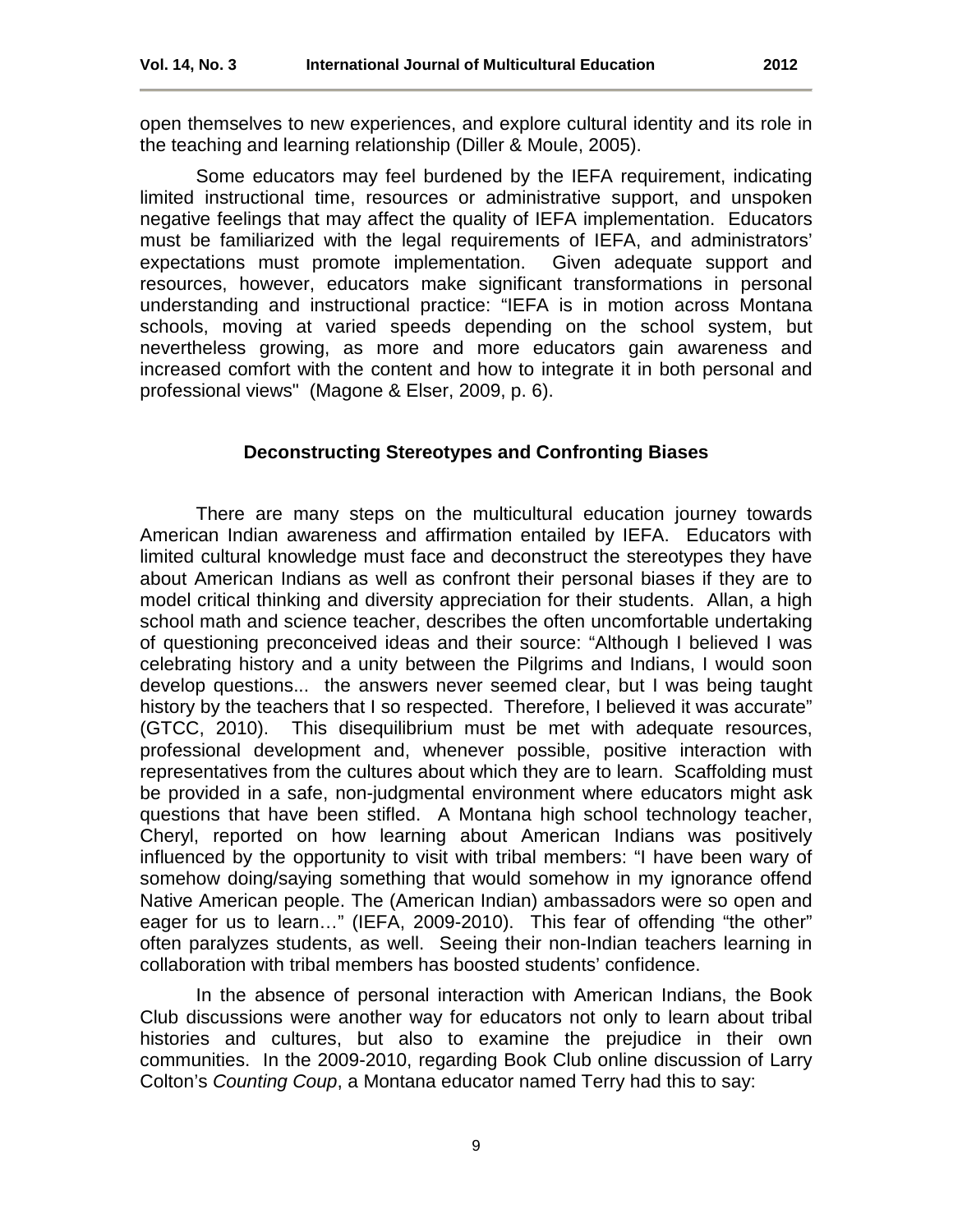open themselves to new experiences, and explore cultural identity and its role in the teaching and learning relationship (Diller & Moule, 2005).

Some educators may feel burdened by the IEFA requirement, indicating limited instructional time, resources or administrative support, and unspoken negative feelings that may affect the quality of IEFA implementation. Educators must be familiarized with the legal requirements of IEFA, and administrators' expectations must promote implementation. Given adequate support and resources, however, educators make significant transformations in personal understanding and instructional practice: "IEFA is in motion across Montana schools, moving at varied speeds depending on the school system, but nevertheless growing, as more and more educators gain awareness and increased comfort with the content and how to integrate it in both personal and professional views" (Magone & Elser, 2009, p. 6).

## Deconstructing Stereotypes and Confronting Biases

There are many steps on the multicultural education journey towards American Indian awareness and affirmation entailed by IEFA. Educators with limited cultural knowledge must face and deconstruct the stereotypes they have about American Indians as well as confront their personal biases if they are to model critical thinking and diversity appreciation for their students. Allan, a high school math and science teacher, describes the often uncomfortable undertaking of questioning preconceived ideas and their source: "Although I believed I was celebrating history and a unity between the Pilgrims and Indians, I would soon develop questions... the answers never seemed clear, but I was being taught history by the teachers that I so respected. Therefore, I believed it was accurate" (GTCC, 2010). This disequilibrium must be met with adequate resources, professional development and, whenever possible, positive interaction with representatives from the cultures about which they are to learn. Scaffolding must be provided in a safe, non-judgmental environment where educators might ask questions that have been stifled. A Montana high school technology teacher, Cheryl, reported on how learning about American Indians was positively influenced by the opportunity to visit with tribal members: "I have been wary of somehow doing/saying something that would somehow in my ignorance offend Native American people. The (American Indian) ambassadors were so open and eager for us to learn…" (IEFA, 2009-2010). This fear of offending "the other" often paralyzes students, as well. Seeing their non-Indian teachers learning in collaboration with tribal members has boosted students' confidence.

In the absence of personal interaction with American Indians, the Book Club discussions were another way for educators not only to learn about tribal histories and cultures, but also to examine the prejudice in their own communities. In the 2009-2010, regarding Book Club online discussion of Larry Colton's *Counting Coup*, a Montana educator named Terry had this to say: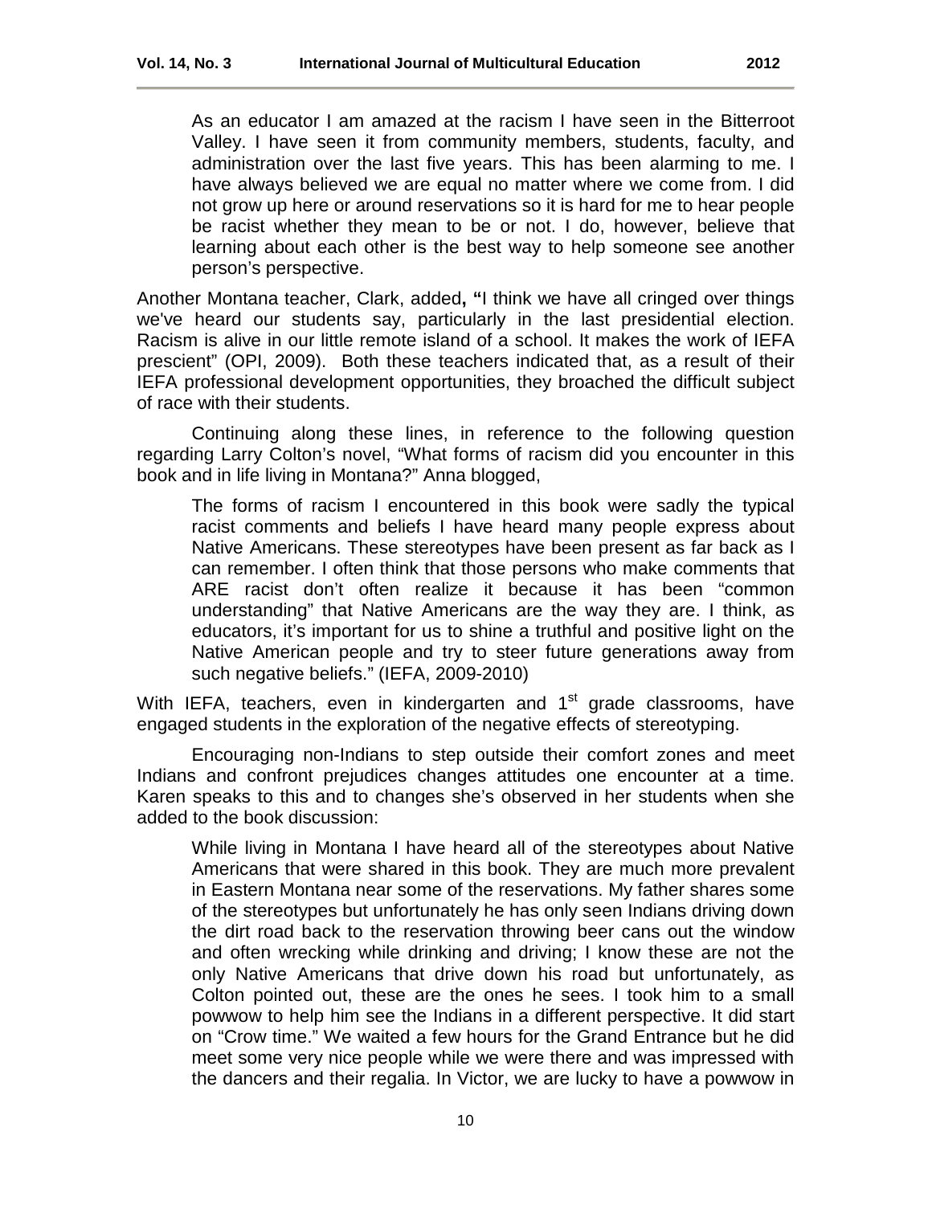> As an educator I am amazed at the racism I have seen in the Bitterroot Valley. I have seen it from community members, students, faculty, and administration over the last five years. This has been alarming to me. I have always believed we are equal no matter where we come from. I did not grow up here or around reservations so it is hard for me to hear people be racist whether they mean to be or not. I do, however, believe that learning about each other is the best way to help someone see another person's perspective.

Another Montana teacher, Clark, added**, "**I think we have all cringed over things we've heard our students say, particularly in the last presidential election. Racism is alive in our little remote island of a school. It makes the work of IEFA prescient" (OPI, 2009). Both these teachers indicated that, as a result of their IEFA professional development opportunities, they broached the difficult subject of race with their students.

Continuing along these lines, in reference to the following question regarding Larry Colton's novel, "What forms of racism did you encounter in this book and in life living in Montana?" Anna blogged,

> The forms of racism I encountered in this book were sadly the typical racist comments and beliefs I have heard many people express about Native Americans. These stereotypes have been present as far back as I can remember. I often think that those persons who make comments that ARE racist don't often realize it because it has been "common understanding" that Native Americans are the way they are. I think, as educators, it's important for us to shine a truthful and positive light on the Native American people and try to steer future generations away from such negative beliefs." (IEFA, 2009-2010)

With IEFA, teachers, even in kindergarten and 1st grade classrooms, have engaged students in the exploration of the negative effects of stereotyping.

Encouraging non-Indians to step outside their comfort zones and meet Indians and confront prejudices changes attitudes one encounter at a time. Karen speaks to this and to changes she's observed in her students when she added to the book discussion:

> While living in Montana I have heard all of the stereotypes about Native Americans that were shared in this book. They are much more prevalent in Eastern Montana near some of the reservations. My father shares some of the stereotypes but unfortunately he has only seen Indians driving down the dirt road back to the reservation throwing beer cans out the window and often wrecking while drinking and driving; I know these are not the only Native Americans that drive down his road but unfortunately, as Colton pointed out, these are the ones he sees. I took him to a small powwow to help him see the Indians in a different perspective. It did start on "Crow time." We waited a few hours for the Grand Entrance but he did meet some very nice people while we were there and was impressed with the dancers and their regalia. In Victor, we are lucky to have a powwow in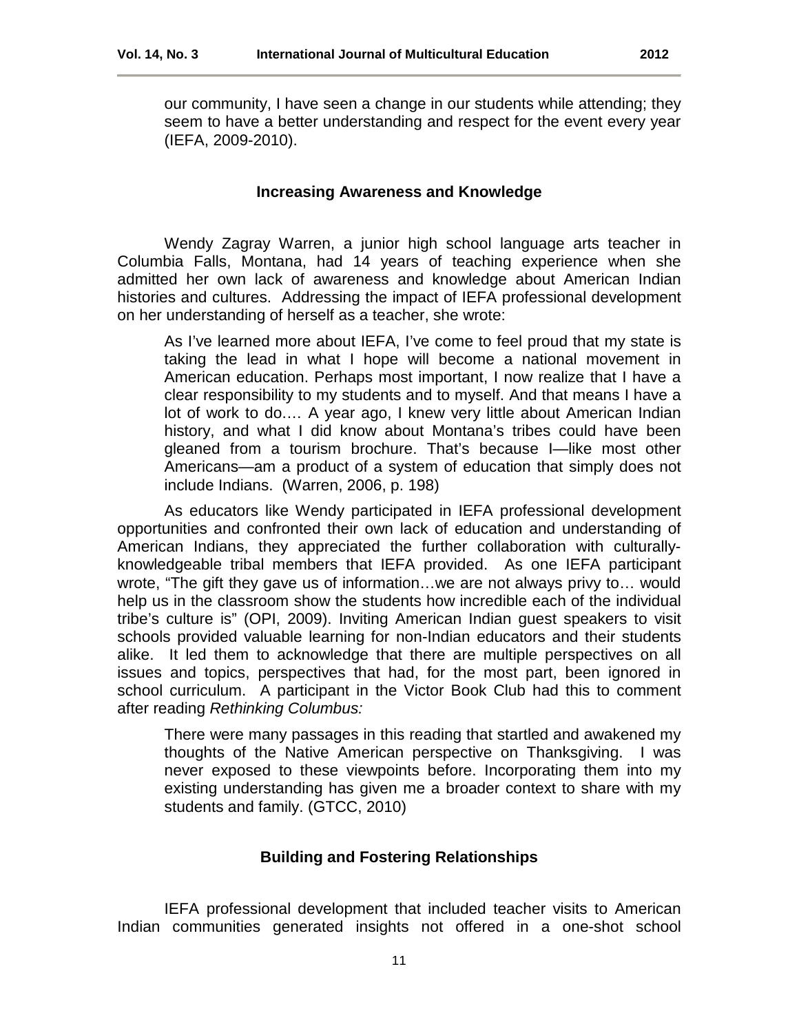> our community, I have seen a change in our students while attending; they seem to have a better understanding and respect for the event every year (IEFA, 2009-2010).

## Increasing Awareness and Knowledge

Wendy Zagray Warren, a junior high school language arts teacher in Columbia Falls, Montana, had 14 years of teaching experience when she admitted her own lack of awareness and knowledge about American Indian histories and cultures. Addressing the impact of IEFA professional development on her understanding of herself as a teacher, she wrote:

> As I've learned more about IEFA, I've come to feel proud that my state is taking the lead in what I hope will become a national movement in American education. Perhaps most important, I now realize that I have a clear responsibility to my students and to myself. And that means I have a lot of work to do…. A year ago, I knew very little about American Indian history, and what I did know about Montana's tribes could have been gleaned from a tourism brochure. That's because I—like most other Americans—am a product of a system of education that simply does not include Indians. (Warren, 2006, p. 198)

As educators like Wendy participated in IEFA professional development opportunities and confronted their own lack of education and understanding of American Indians, they appreciated the further collaboration with culturally-knowledgeable tribal members that IEFA provided. As one IEFA participant wrote, "The gift they gave us of information…we are not always privy to… would help us in the classroom show the students how incredible each of the individual tribe's culture is" (OPI, 2009). Inviting American Indian guest speakers to visit schools provided valuable learning for non-Indian educators and their students alike. It led them to acknowledge that there are multiple perspectives on all issues and topics, perspectives that had, for the most part, been ignored in school curriculum. A participant in the Victor Book Club had this to comment after reading *Rethinking Columbus:*

> There were many passages in this reading that startled and awakened my thoughts of the Native American perspective on Thanksgiving. I was never exposed to these viewpoints before. Incorporating them into my existing understanding has given me a broader context to share with my students and family. (GTCC, 2010)

## Building and Fostering Relationships

IEFA professional development that included teacher visits to American Indian communities generated insights not offered in a one-shot school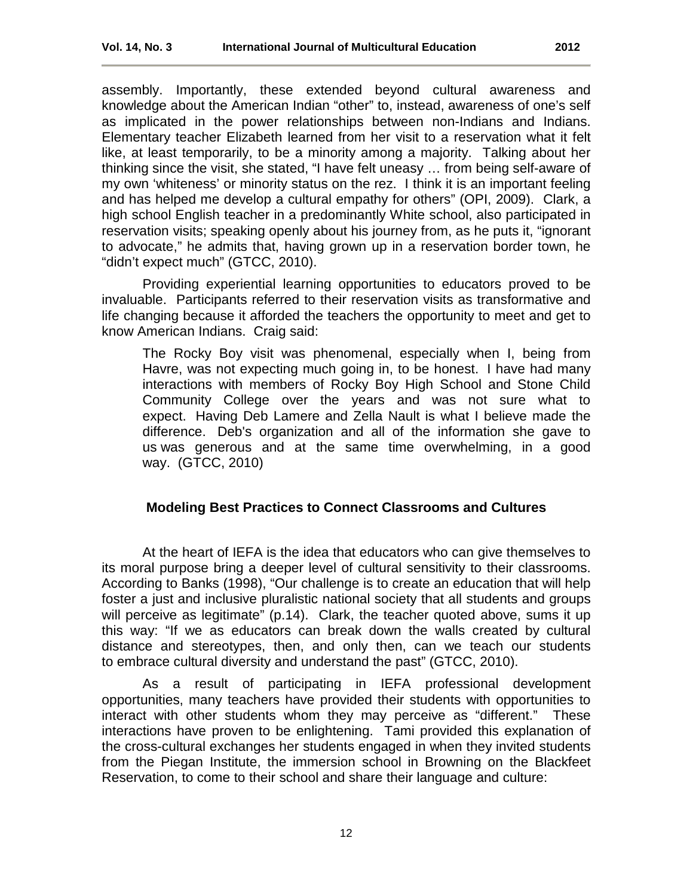assembly. Importantly, these extended beyond cultural awareness and knowledge about the American Indian "other" to, instead, awareness of one's self as implicated in the power relationships between non-Indians and Indians. Elementary teacher Elizabeth learned from her visit to a reservation what it felt like, at least temporarily, to be a minority among a majority. Talking about her thinking since the visit, she stated, "I have felt uneasy … from being self-aware of my own 'whiteness' or minority status on the rez. I think it is an important feeling and has helped me develop a cultural empathy for others" (OPI, 2009). Clark, a high school English teacher in a predominantly White school, also participated in reservation visits; speaking openly about his journey from, as he puts it, "ignorant to advocate," he admits that, having grown up in a reservation border town, he "didn't expect much" (GTCC, 2010).

Providing experiential learning opportunities to educators proved to be invaluable. Participants referred to their reservation visits as transformative and life changing because it afforded the teachers the opportunity to meet and get to know American Indians. Craig said:

> The Rocky Boy visit was phenomenal, especially when I, being from Havre, was not expecting much going in, to be honest. I have had many interactions with members of Rocky Boy High School and Stone Child Community College over the years and was not sure what to expect. Having Deb Lamere and Zella Nault is what I believe made the difference. Deb's organization and all of the information she gave to us was generous and at the same time overwhelming, in a good way. (GTCC, 2010)

### Modeling Best Practices to Connect Classrooms and Cultures

At the heart of IEFA is the idea that educators who can give themselves to its moral purpose bring a deeper level of cultural sensitivity to their classrooms. According to Banks (1998), "Our challenge is to create an education that will help foster a just and inclusive pluralistic national society that all students and groups will perceive as legitimate" (p.14). Clark, the teacher quoted above, sums it up this way: "If we as educators can break down the walls created by cultural distance and stereotypes, then, and only then, can we teach our students to embrace cultural diversity and understand the past" (GTCC, 2010).

As a result of participating in IEFA professional development opportunities, many teachers have provided their students with opportunities to interact with other students whom they may perceive as "different." These interactions have proven to be enlightening. Tami provided this explanation of the cross-cultural exchanges her students engaged in when they invited students from the Piegan Institute, the immersion school in Browning on the Blackfeet Reservation, to come to their school and share their language and culture: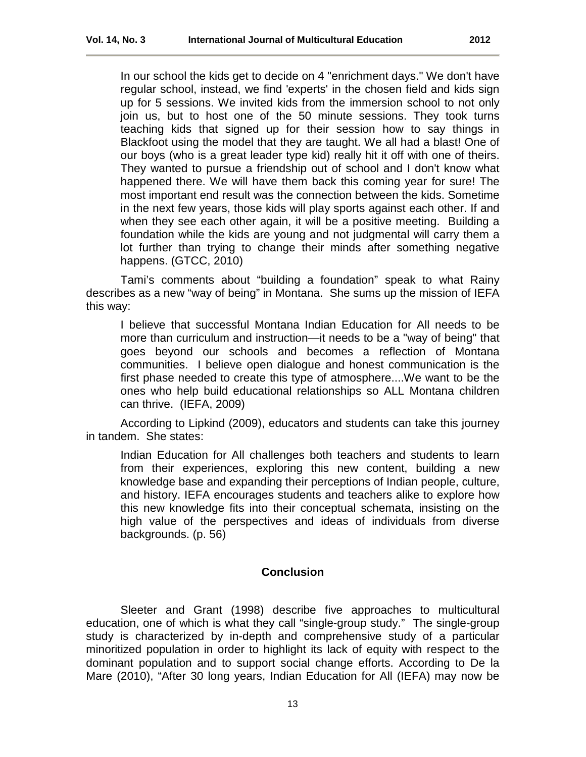> In our school the kids get to decide on 4 "enrichment days." We don't have regular school, instead, we find 'experts' in the chosen field and kids sign up for 5 sessions. We invited kids from the immersion school to not only join us, but to host one of the 50 minute sessions. They took turns teaching kids that signed up for their session how to say things in Blackfoot using the model that they are taught. We all had a blast! One of our boys (who is a great leader type kid) really hit it off with one of theirs. They wanted to pursue a friendship out of school and I don't know what happened there. We will have them back this coming year for sure! The most important end result was the connection between the kids. Sometime in the next few years, those kids will play sports against each other. If and when they see each other again, it will be a positive meeting. Building a foundation while the kids are young and not judgmental will carry them a lot further than trying to change their minds after something negative happens. (GTCC, 2010)

Tami's comments about "building a foundation" speak to what Rainy describes as a new "way of being" in Montana. She sums up the mission of IEFA this way:

> I believe that successful Montana Indian Education for All needs to be more than curriculum and instruction—it needs to be a "way of being" that goes beyond our schools and becomes a reflection of Montana communities. I believe open dialogue and honest communication is the first phase needed to create this type of atmosphere....We want to be the ones who help build educational relationships so ALL Montana children can thrive. (IEFA, 2009)

According to Lipkind (2009), educators and students can take this journey in tandem. She states:

> Indian Education for All challenges both teachers and students to learn from their experiences, exploring this new content, building a new knowledge base and expanding their perceptions of Indian people, culture, and history. IEFA encourages students and teachers alike to explore how this new knowledge fits into their conceptual schemata, insisting on the high value of the perspectives and ideas of individuals from diverse backgrounds. (p. 56)

## Conclusion

Sleeter and Grant (1998) describe five approaches to multicultural education, one of which is what they call "single-group study." The single-group study is characterized by in-depth and comprehensive study of a particular minoritized population in order to highlight its lack of equity with respect to the dominant population and to support social change efforts. According to De la Mare (2010), "After 30 long years, Indian Education for All (IEFA) may now be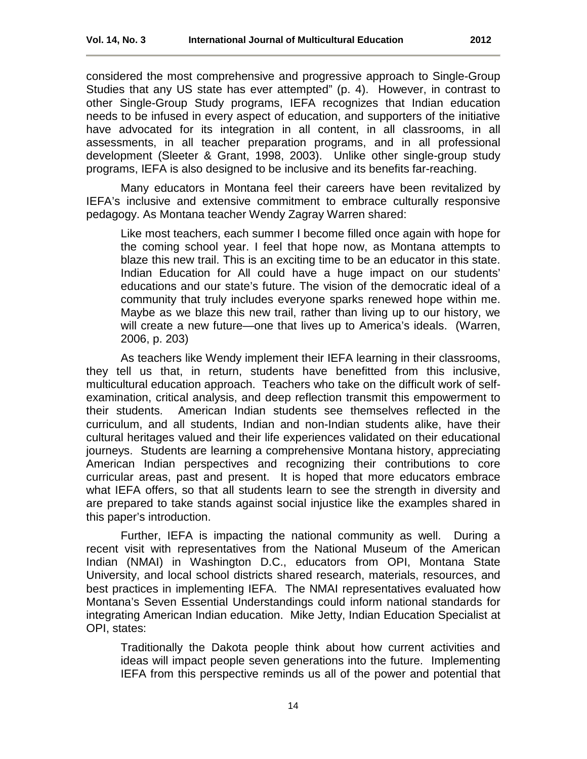considered the most comprehensive and progressive approach to Single-Group Studies that any US state has ever attempted" (p. 4). However, in contrast to other Single-Group Study programs, IEFA recognizes that Indian education needs to be infused in every aspect of education, and supporters of the initiative have advocated for its integration in all content, in all classrooms, in all assessments, in all teacher preparation programs, and in all professional development (Sleeter & Grant, 1998, 2003). Unlike other single-group study programs, IEFA is also designed to be inclusive and its benefits far-reaching.

Many educators in Montana feel their careers have been revitalized by IEFA's inclusive and extensive commitment to embrace culturally responsive pedagogy. As Montana teacher Wendy Zagray Warren shared:

> Like most teachers, each summer I become filled once again with hope for the coming school year. I feel that hope now, as Montana attempts to blaze this new trail. This is an exciting time to be an educator in this state. Indian Education for All could have a huge impact on our students' educations and our state's future. The vision of the democratic ideal of a community that truly includes everyone sparks renewed hope within me. Maybe as we blaze this new trail, rather than living up to our history, we will create a new future—one that lives up to America's ideals. (Warren, 2006, p. 203)

As teachers like Wendy implement their IEFA learning in their classrooms, they tell us that, in return, students have benefitted from this inclusive, multicultural education approach. Teachers who take on the difficult work of self-examination, critical analysis, and deep reflection transmit this empowerment to their students. American Indian students see themselves reflected in the curriculum, and all students, Indian and non-Indian students alike, have their cultural heritages valued and their life experiences validated on their educational journeys. Students are learning a comprehensive Montana history, appreciating American Indian perspectives and recognizing their contributions to core curricular areas, past and present. It is hoped that more educators embrace what IEFA offers, so that all students learn to see the strength in diversity and are prepared to take stands against social injustice like the examples shared in this paper's introduction.

Further, IEFA is impacting the national community as well. During a recent visit with representatives from the National Museum of the American Indian (NMAI) in Washington D.C., educators from OPI, Montana State University, and local school districts shared research, materials, resources, and best practices in implementing IEFA. The NMAI representatives evaluated how Montana's Seven Essential Understandings could inform national standards for integrating American Indian education. Mike Jetty, Indian Education Specialist at OPI, states:

> Traditionally the Dakota people think about how current activities and ideas will impact people seven generations into the future. Implementing IEFA from this perspective reminds us all of the power and potential that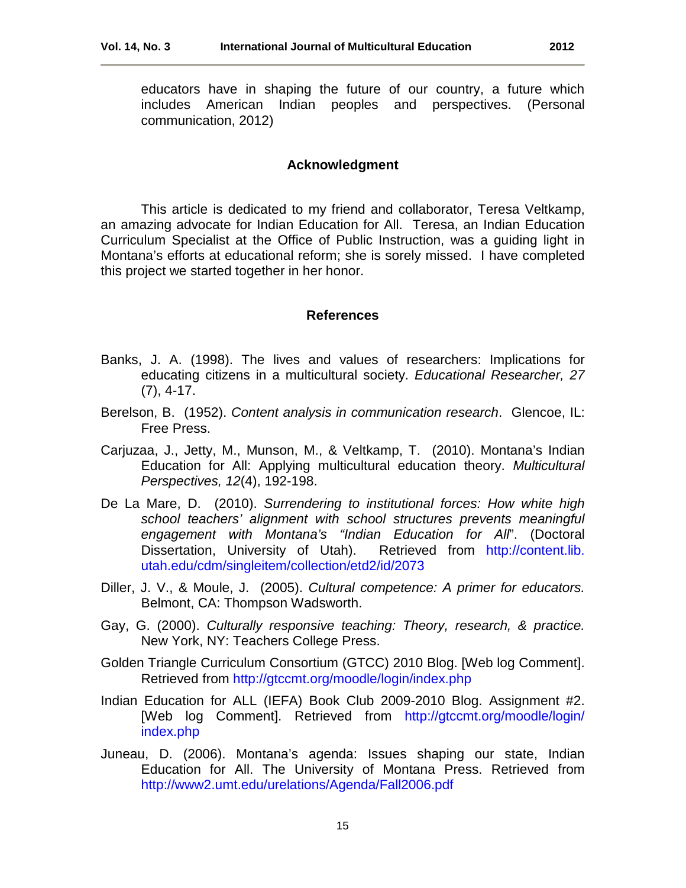educators have in shaping the future of our country, a future which includes American Indian peoples and perspectives. (Personal communication, 2012)

## Acknowledgment

This article is dedicated to my friend and collaborator, Teresa Veltkamp, an amazing advocate for Indian Education for All. Teresa, an Indian Education Curriculum Specialist at the Office of Public Instruction, was a guiding light in Montana's efforts at educational reform; she is sorely missed. I have completed this project we started together in her honor.

## References

Banks, J. A. (1998). The lives and values of researchers: Implications for educating citizens in a multicultural society. *Educational Researcher, 27* (7), 4-17.

Berelson, B. (1952). *Content analysis in communication research*. Glencoe, IL: Free Press.

Carjuzaa, J., Jetty, M., Munson, M., & Veltkamp, T. (2010). Montana's Indian Education for All: Applying multicultural education theory. *Multicultural Perspectives, 12*(4), 192-198.

De La Mare, D. (2010). *Surrendering to institutional forces: How white high school teachers' alignment with school structures prevents meaningful engagement with Montana's "Indian Education for All*". (Doctoral Dissertation, University of Utah). Retrieved from http://content.lib.utah.edu/cdm/singleitem/collection/etd2/id/2073

Diller, J. V., & Moule, J. (2005). *Cultural competence: A primer for educators.* Belmont, CA: Thompson Wadsworth.

Gay, G. (2000). *Culturally responsive teaching: Theory, research, & practice.* New York, NY: Teachers College Press.

Golden Triangle Curriculum Consortium (GTCC) 2010 Blog. [Web log Comment]. Retrieved from http://gtccmt.org/moodle/login/index.php

Indian Education for ALL (IEFA) Book Club 2009-2010 Blog. Assignment #2. [Web log Comment]. Retrieved from http://gtccmt.org/moodle/login/index.php

Juneau, D. (2006). Montana's agenda: Issues shaping our state, Indian Education for All. The University of Montana Press. Retrieved from http://www2.umt.edu/urelations/Agenda/Fall2006.pdf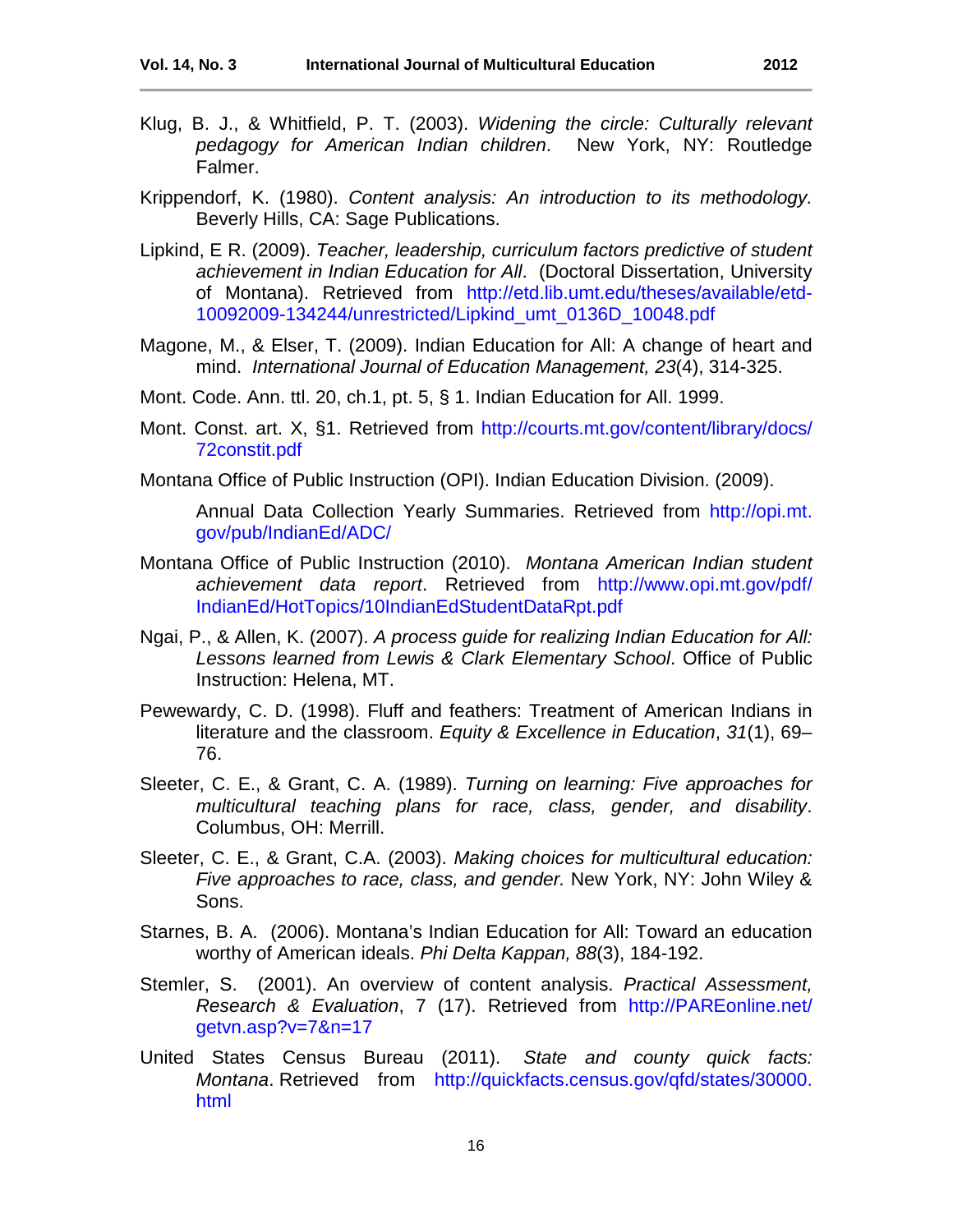Klug, B. J., & Whitfield, P. T. (2003). *Widening the circle: Culturally relevant pedagogy for American Indian children*. New York, NY: Routledge Falmer.

Krippendorf, K. (1980). *Content analysis: An introduction to its methodology.* Beverly Hills, CA: Sage Publications.

Lipkind, E R. (2009). *Teacher, leadership, curriculum factors predictive of student achievement in Indian Education for All*. (Doctoral Dissertation, University of Montana). Retrieved from http://etd.lib.umt.edu/theses/available/etd-10092009-134244/unrestricted/Lipkind_umt_0136D_10048.pdf

Magone, M., & Elser, T. (2009). Indian Education for All: A change of heart and mind. *International Journal of Education Management, 23*(4), 314-325.

Mont. Code. Ann. ttl. 20, ch.1, pt. 5, § 1. Indian Education for All. 1999.

Mont. Const. art. X, §1. Retrieved from http://courts.mt.gov/content/library/docs/72constit.pdf

Montana Office of Public Instruction (OPI). Indian Education Division. (2009).

Annual Data Collection Yearly Summaries. Retrieved from http://opi.mt.gov/pub/IndianEd/ADC/

Montana Office of Public Instruction (2010). *Montana American Indian student achievement data report*. Retrieved from http://www.opi.mt.gov/pdf/IndianEd/HotTopics/10IndianEdStudentDataRpt.pdf

Ngai, P., & Allen, K. (2007). *A process guide for realizing Indian Education for All: Lessons learned from Lewis & Clark Elementary School*. Office of Public Instruction: Helena, MT.

Pewewardy, C. D. (1998). Fluff and feathers: Treatment of American Indians in literature and the classroom. *Equity & Excellence in Education*, *31*(1), 69–76.

Sleeter, C. E., & Grant, C. A. (1989). *Turning on learning: Five approaches for multicultural teaching plans for race, class, gender, and disability*. Columbus, OH: Merrill.

Sleeter, C. E., & Grant, C.A. (2003). *Making choices for multicultural education: Five approaches to race, class, and gender.* New York, NY: John Wiley & Sons.

Starnes, B. A. (2006). Montana's Indian Education for All: Toward an education worthy of American ideals. *Phi Delta Kappan, 88*(3), 184-192.

Stemler, S. (2001). An overview of content analysis. *Practical Assessment, Research & Evaluation*, 7 (17). Retrieved from http://PAREonline.net/getvn.asp?v=7&n=17

United States Census Bureau (2011). *State and county quick facts: Montana*. Retrieved from http://quickfacts.census.gov/qfd/states/30000.html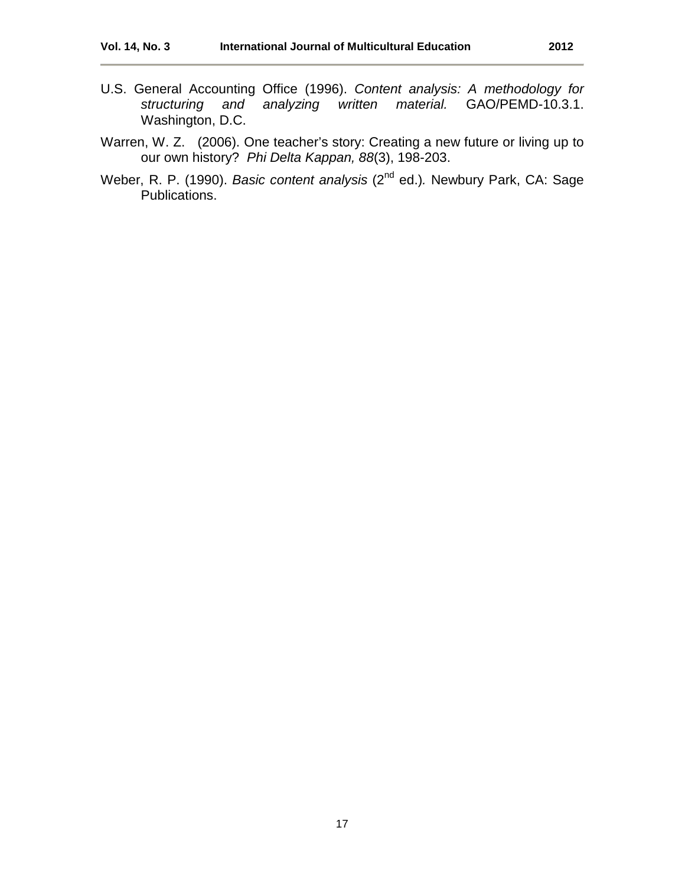U.S. General Accounting Office (1996). *Content analysis: A methodology for structuring and analyzing written material.* GAO/PEMD-10.3.1. Washington, D.C.

Warren, W. Z. (2006). One teacher's story: Creating a new future or living up to our own history? *Phi Delta Kappan, 88*(3), 198-203.

Weber, R. P. (1990). *Basic content analysis* (2nd ed.)*.* Newbury Park, CA: Sage Publications.